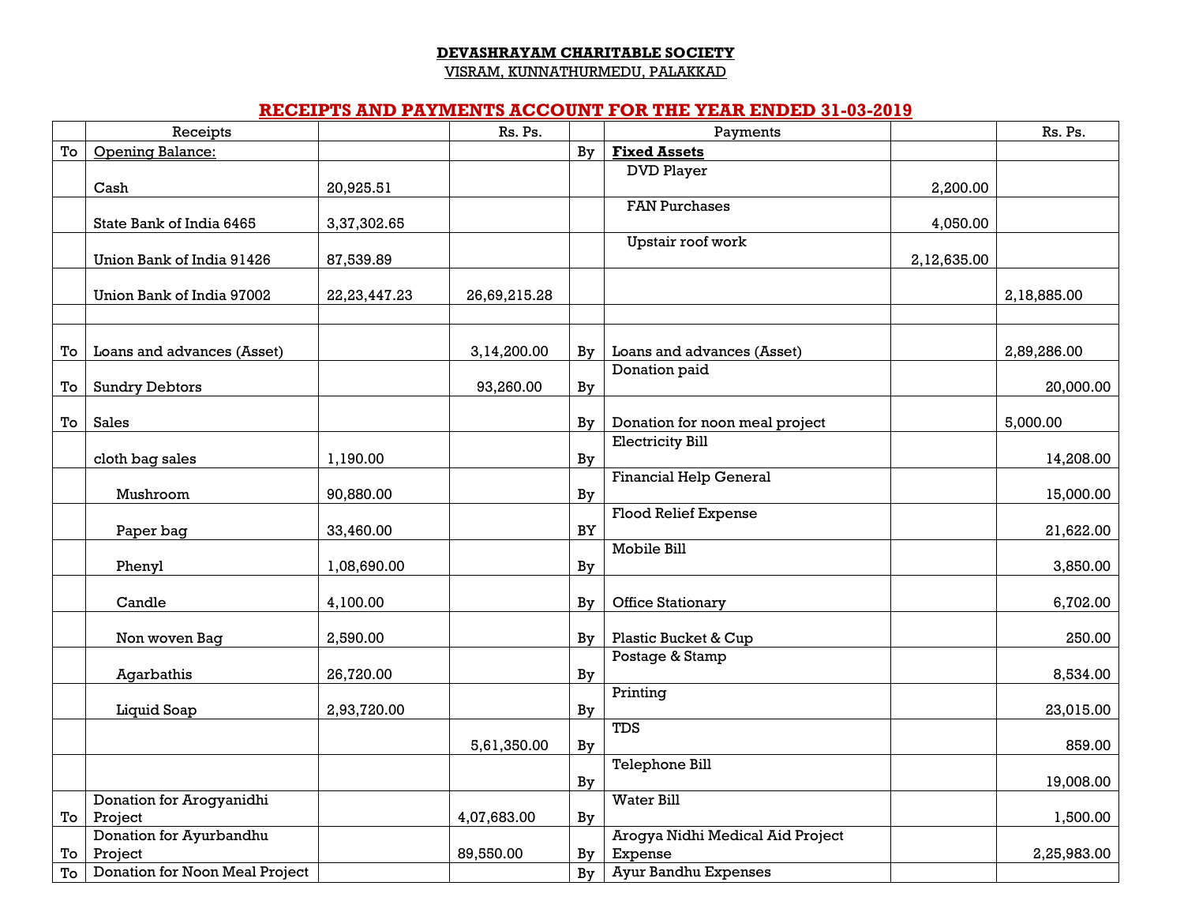**DEVASHRAYAM CHARITABLE SOCIETY**

VISRAM, KUNNATHURMEDU, PALAKKAD

## RECEIPTS AND PAYMENTS ACCOUNT FOR THE YEAR ENDED 31-03-2019

| | Receipts | | Rs. Ps. | | Payments | | Rs. Ps. |
|---|---|---|---|---|---|---|---|
| To | Opening Balance: | | | By | **Fixed Assets** | | |
| | Cash | 20,925.51 | | | DVD Player | 2,200.00 | |
| | State Bank of India 6465 | 3,37,302.65 | | | FAN Purchases | 4,050.00 | |
| | Union Bank of India 91426 | 87,539.89 | | | Upstair roof work | 2,12,635.00 | |
| | Union Bank of India 97002 | 22,23,447.23 | 26,69,215.28 | | | | 2,18,885.00 |
| | | | | | | | |
| To | Loans and advances (Asset) | | 3,14,200.00 | By | Loans and advances (Asset) | | 2,89,286.00 |
| To | Sundry Debtors | | 93,260.00 | By | Donation paid | | 20,000.00 |
| To | Sales | | | By | Donation for noon meal project | | 5,000.00 |
| | cloth bag sales | 1,190.00 | | By | Electricity Bill | | 14,208.00 |
| | Mushroom | 90,880.00 | | By | Financial Help General | | 15,000.00 |
| | Paper bag | 33,460.00 | | BY | Flood Relief Expense | | 21,622.00 |
| | Phenyl | 1,08,690.00 | | By | Mobile Bill | | 3,850.00 |
| | Candle | 4,100.00 | | By | Office Stationary | | 6,702.00 |
| | Non woven Bag | 2,590.00 | | By | Plastic Bucket & Cup | | 250.00 |
| | Agarbathis | 26,720.00 | | By | Postage & Stamp | | 8,534.00 |
| | Liquid Soap | 2,93,720.00 | | By | Printing | | 23,015.00 |
| | | | 5,61,350.00 | By | TDS | | 859.00 |
| | | | | By | Telephone Bill | | 19,008.00 |
| To | Donation for Arogyanidhi Project | | 4,07,683.00 | By | Water Bill | | 1,500.00 |
| To | Donation for Ayurbandhu Project | | 89,550.00 | By | Arogya Nidhi Medical Aid Project Expense | | 2,25,983.00 |
| To | Donation for Noon Meal Project | | | By | Ayur Bandhu Expenses | | |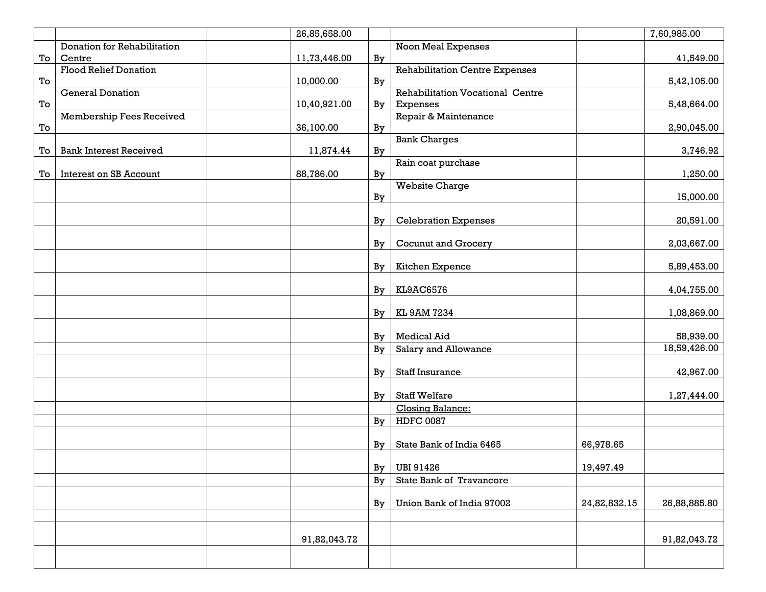| | | | | | | | |
|---|---|---|---|---|---|---|---|
| | | | 26,85,658.00 | | | | 7,60,985.00 |
| To | Donation for Rehabilitation Centre | | 11,73,446.00 | By | Noon Meal Expenses | | 41,549.00 |
| To | Flood Relief Donation | | 10,000.00 | By | Rehabilitation Centre Expenses | | 5,42,105.00 |
| To | General Donation | | 10,40,921.00 | By | Rehabilitation Vocational Centre Expenses | | 5,48,664.00 |
| To | Membership Fees Received | | 36,100.00 | By | Repair & Maintenance | | 2,90,045.00 |
| To | Bank Interest Received | | 11,874.44 | By | Bank Charges | | 3,746.92 |
| To | Interest on SB Account | | 88,786.00 | By | Rain coat purchase | | 1,250.00 |
| | | | | By | Website Charge | | 15,000.00 |
| | | | | By | Celebration Expenses | | 20,591.00 |
| | | | | By | Cocunut and Grocery | | 2,03,667.00 |
| | | | | By | Kitchen Expence | | 5,89,453.00 |
| | | | | By | KL9AC6576 | | 4,04,755.00 |
| | | | | By | KL 9AM 7234 | | 1,08,869.00 |
| | | | | By | Medical Aid | | 58,939.00 |
| | | | | By | Salary and Allowance | | 18,59,426.00 |
| | | | | By | Staff Insurance | | 42,967.00 |
| | | | | By | Staff Welfare | | 1,27,444.00 |
| | | | | | Closing Balance: | | |
| | | | | By | HDFC 0087 | | |
| | | | | By | State Bank of India 6465 | 66,978.65 | |
| | | | | By | UBI 91426 | 19,497.49 | |
| | | | | By | State Bank of Travancore | | |
| | | | | By | Union Bank of India 97002 | 24,82,832.15 | 26,88,885.80 |
| | | | | | | | |
| | | | 91,82,043.72 | | | | 91,82,043.72 |
| | | | | | | | |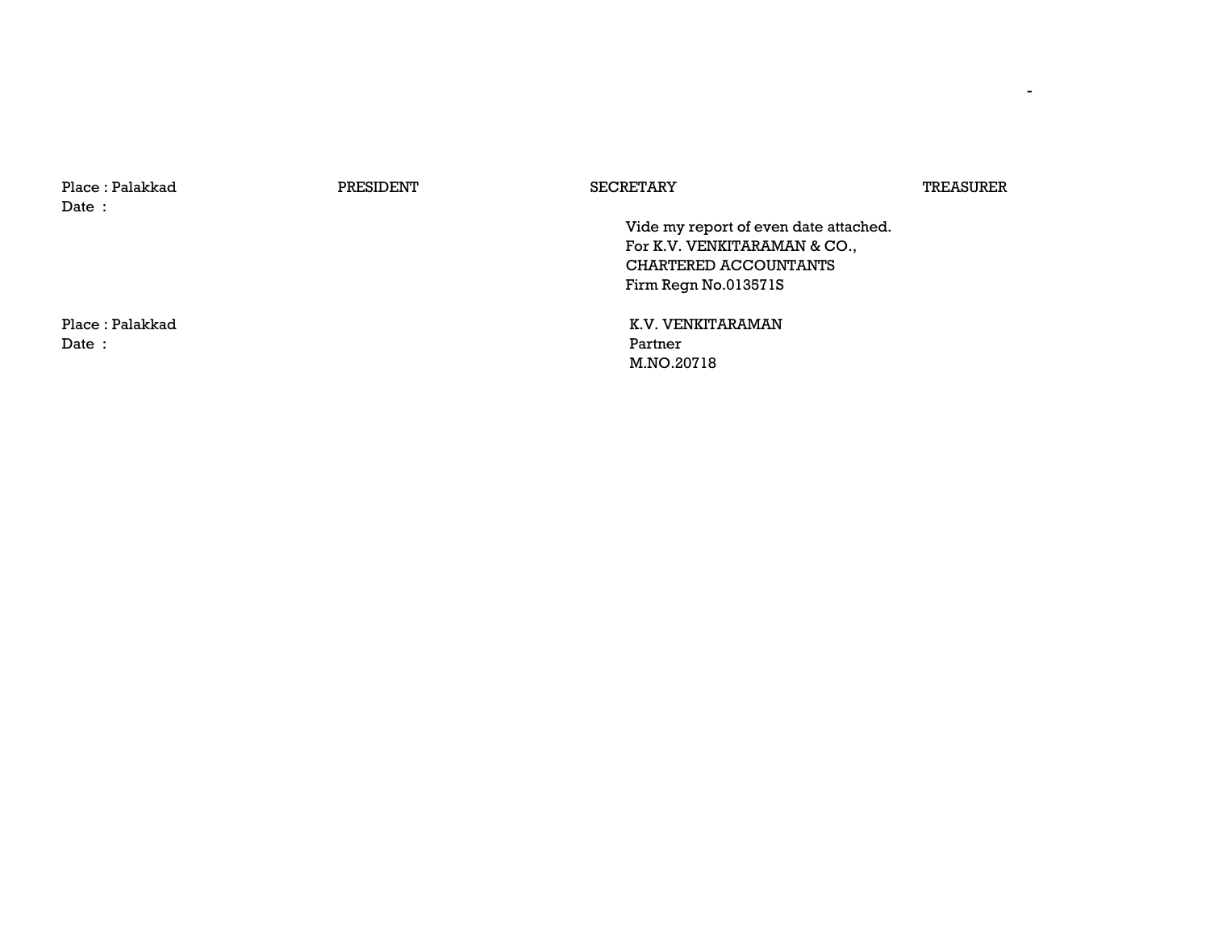-

Place : Palakkad PRESIDENT SECRETARY TREASURER
Date :

Vide my report of even date attached.
For K.V. VENKITARAMAN & CO.,
CHARTERED ACCOUNTANTS
Firm Regn No.013571S

Place : Palakkad
Date :

K.V. VENKITARAMAN
Partner
M.NO.20718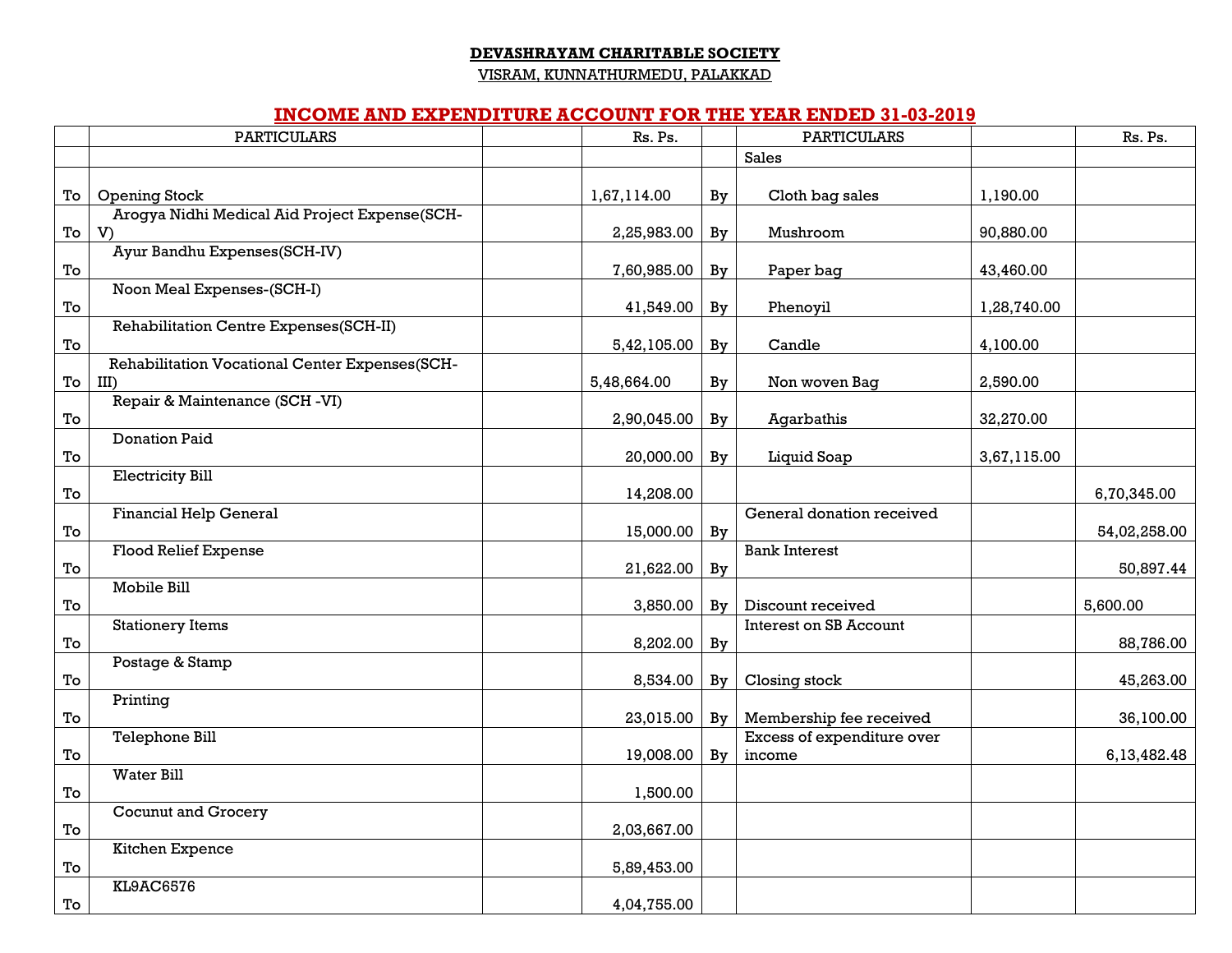**DEVASHRAYAM CHARITABLE SOCIETY**

VISRAM, KUNNATHURMEDU, PALAKKAD

## INCOME AND EXPENDITURE ACCOUNT FOR THE YEAR ENDED 31-03-2019

| | PARTICULARS | | Rs. Ps. | | PARTICULARS | | Rs. Ps. |
|---|---|---|---|---|---|---|---|
| | | | | | Sales | | |
| To | Opening Stock | | 1,67,114.00 | By | Cloth bag sales | 1,190.00 | |
| To | Arogya Nidhi Medical Aid Project Expense(SCH-V) | | 2,25,983.00 | By | Mushroom | 90,880.00 | |
| To | Ayur Bandhu Expenses(SCH-IV) | | 7,60,985.00 | By | Paper bag | 43,460.00 | |
| To | Noon Meal Expenses-(SCH-I) | | 41,549.00 | By | Phenoyil | 1,28,740.00 | |
| To | Rehabilitation Centre Expenses(SCH-II) | | 5,42,105.00 | By | Candle | 4,100.00 | |
| To | Rehabilitation Vocational Center Expenses(SCH-III) | | 5,48,664.00 | By | Non woven Bag | 2,590.00 | |
| To | Repair & Maintenance (SCH -VI) | | 2,90,045.00 | By | Agarbathis | 32,270.00 | |
| To | Donation Paid | | 20,000.00 | By | Liquid Soap | 3,67,115.00 | |
| To | Electricity Bill | | 14,208.00 | | | | 6,70,345.00 |
| To | Financial Help General | | 15,000.00 | By | General donation received | | 54,02,258.00 |
| To | Flood Relief Expense | | 21,622.00 | By | Bank Interest | | 50,897.44 |
| To | Mobile Bill | | 3,850.00 | By | Discount received | | 5,600.00 |
| To | Stationery Items | | 8,202.00 | By | Interest on SB Account | | 88,786.00 |
| To | Postage & Stamp | | 8,534.00 | By | Closing stock | | 45,263.00 |
| To | Printing | | 23,015.00 | By | Membership fee received | | 36,100.00 |
| To | Telephone Bill | | 19,008.00 | By | Excess of expenditure over income | | 6,13,482.48 |
| To | Water Bill | | 1,500.00 | | | | |
| To | Cocunut and Grocery | | 2,03,667.00 | | | | |
| To | Kitchen Expence | | 5,89,453.00 | | | | |
| To | KL9AC6576 | | 4,04,755.00 | | | | |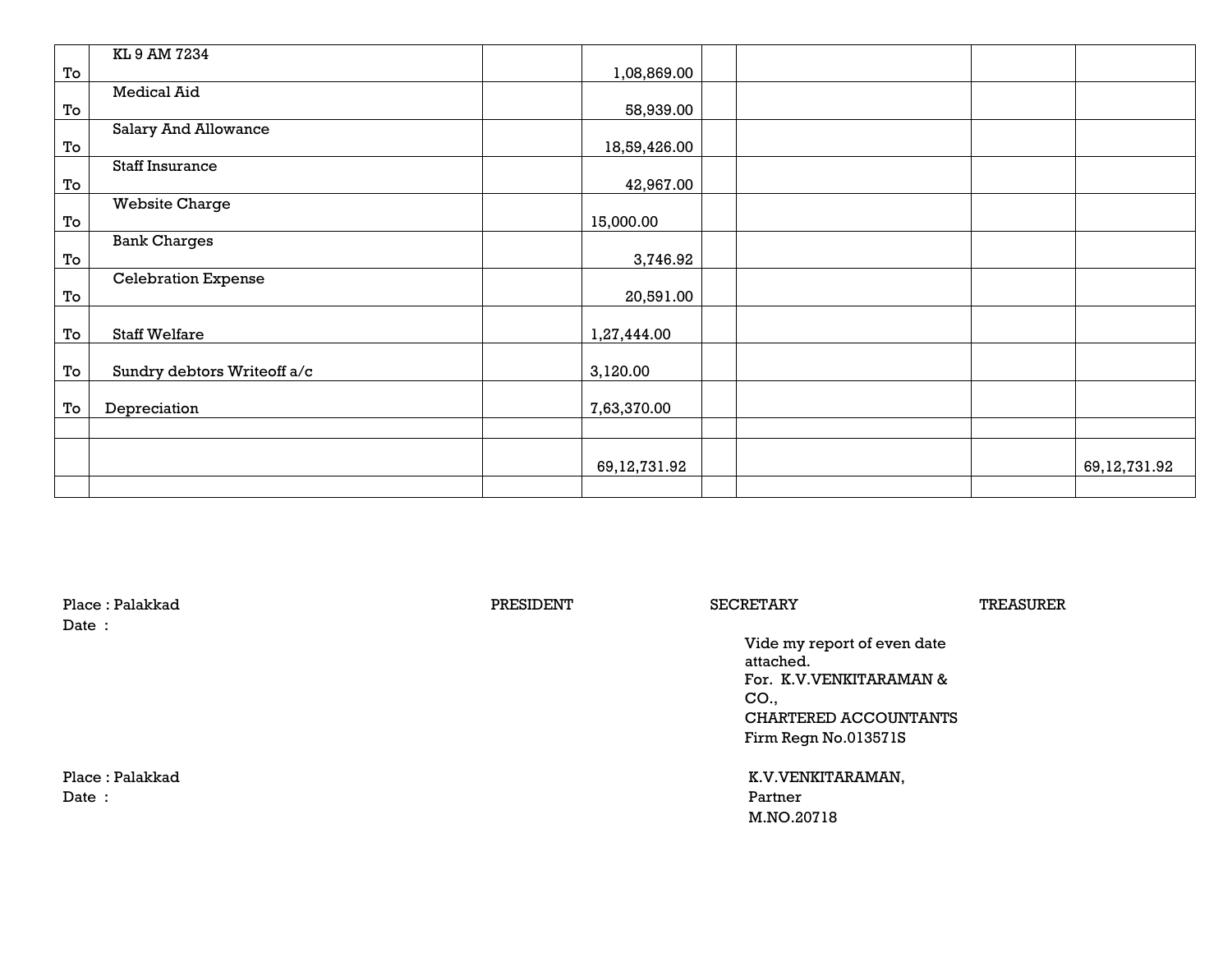| | | | | | | | |
|---|---|---|---|---|---|---|---|
| To | KL 9 AM 7234 | | 1,08,869.00 | | | | |
| To | Medical Aid | | 58,939.00 | | | | |
| To | Salary And Allowance | | 18,59,426.00 | | | | |
| To | Staff Insurance | | 42,967.00 | | | | |
| To | Website Charge | | 15,000.00 | | | | |
| To | Bank Charges | | 3,746.92 | | | | |
| To | Celebration Expense | | 20,591.00 | | | | |
| To | Staff Welfare | | 1,27,444.00 | | | | |
| To | Sundry debtors Writeoff a/c | | 3,120.00 | | | | |
| To | Depreciation | | 7,63,370.00 | | | | |
| | | | | | | | |
| | | | 69,12,731.92 | | | | 69,12,731.92 |
| | | | | | | | |

Place : Palakkad
Date :

PRESIDENT SECRETARY TREASURER

Vide my report of even date attached.
For. K.V.VENKITARAMAN & CO.,
CHARTERED ACCOUNTANTS
Firm Regn No.013571S

Place : Palakkad
Date :

K.V.VENKITARAMAN,
Partner
M.NO.20718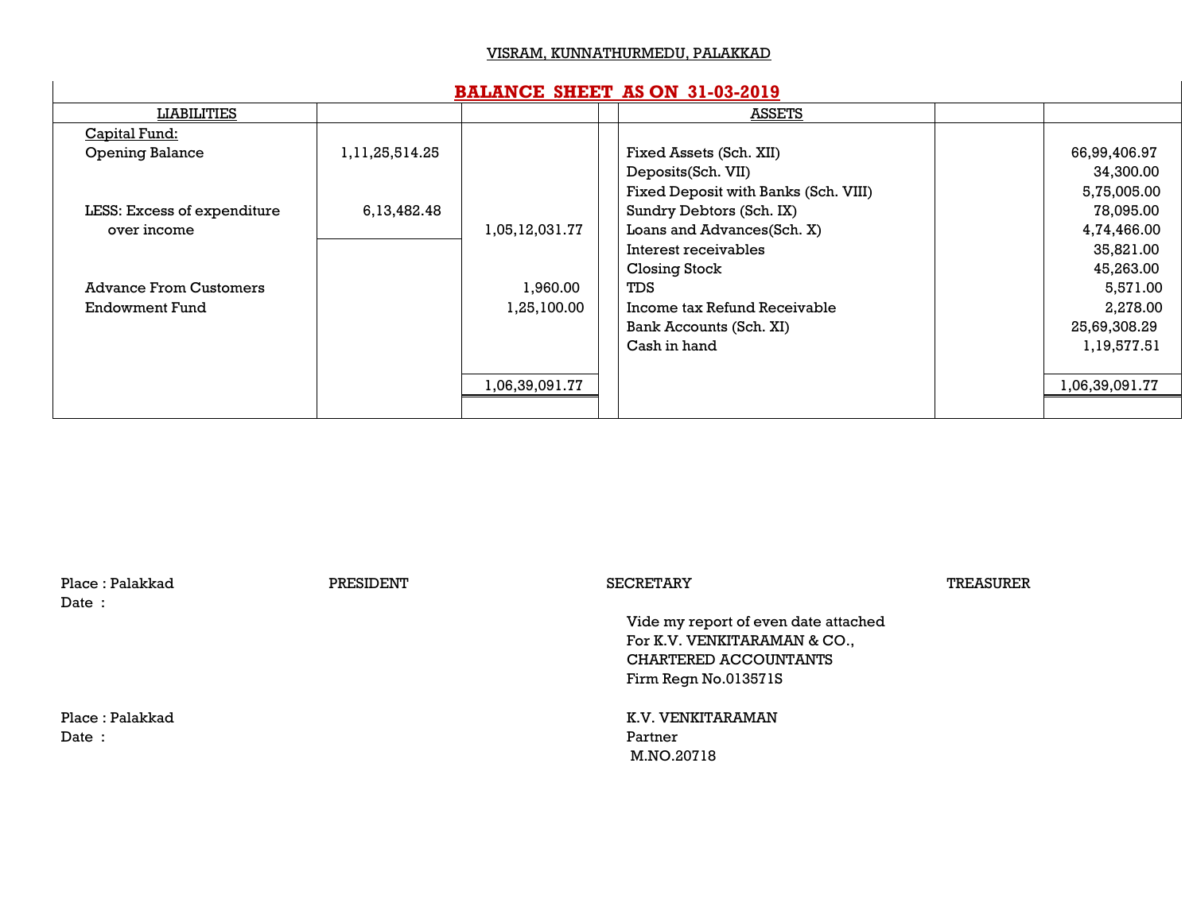VISRAM, KUNNATHURMEDU, PALAKKAD

## BALANCE SHEET AS ON 31-03-2019

| LIABILITIES | | | | ASSETS | | |
|---|---|---|---|---|---|---|
| Capital Fund: | | | | | | |
| Opening Balance | 1,11,25,514.25 | | | Fixed Assets (Sch. XII) | | 66,99,406.97 |
| | | | | Deposits(Sch. VII) | | 34,300.00 |
| | | | | Fixed Deposit with Banks (Sch. VIII) | | 5,75,005.00 |
| LESS: Excess of expenditure | 6,13,482.48 | | | Sundry Debtors (Sch. IX) | | 78,095.00 |
| over income | | 1,05,12,031.77 | | Loans and Advances(Sch. X) | | 4,74,466.00 |
| | | | | Interest receivables | | 35,821.00 |
| | | | | Closing Stock | | 45,263.00 |
| Advance From Customers | | 1,960.00 | | TDS | | 5,571.00 |
| Endowment Fund | | 1,25,100.00 | | Income tax Refund Receivable | | 2,278.00 |
| | | | | Bank Accounts (Sch. XI) | | 25,69,308.29 |
| | | | | Cash in hand | | 1,19,577.51 |
| | | 1,06,39,091.77 | | | | 1,06,39,091.77 |

Place : Palakkad
Date :

PRESIDENT SECRETARY TREASURER

Vide my report of even date attached
For K.V. VENKITARAMAN & CO.,
CHARTERED ACCOUNTANTS
Firm Regn No.013571S

Place : Palakkad
Date :

K.V. VENKITARAMAN
Partner
M.NO.20718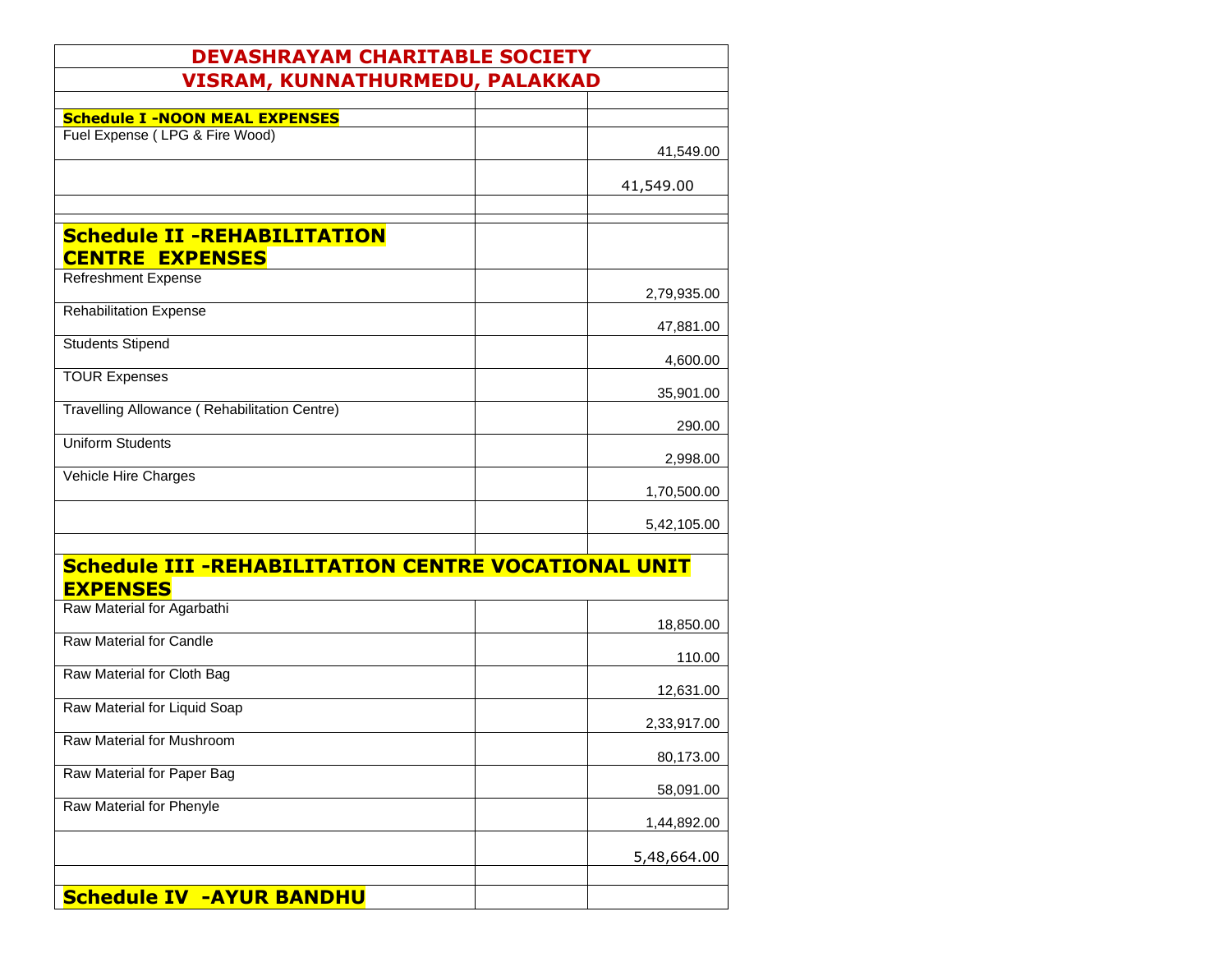# DEVASHRAYAM CHARITABLE SOCIETY

## VISRAM, KUNNATHURMEDU, PALAKKAD

| | | |
|---|---|---|
| **Schedule I -NOON MEAL EXPENSES** | | |
| Fuel Expense ( LPG & Fire Wood) | | 41,549.00 |
| | | 41,549.00 |
| | | |
| | | |
| **Schedule II -REHABILITATION CENTRE EXPENSES** | | |
| Refreshment Expense | | 2,79,935.00 |
| Rehabilitation Expense | | 47,881.00 |
| Students Stipend | | 4,600.00 |
| TOUR Expenses | | 35,901.00 |
| Travelling Allowance ( Rehabilitation Centre) | | 290.00 |
| Uniform Students | | 2,998.00 |
| Vehicle Hire Charges | | 1,70,500.00 |
| | | 5,42,105.00 |
| | | |
| **Schedule III -REHABILITATION CENTRE VOCATIONAL UNIT EXPENSES** | | |
| Raw Material for Agarbathi | | 18,850.00 |
| Raw Material for Candle | | 110.00 |
| Raw Material for Cloth Bag | | 12,631.00 |
| Raw Material for Liquid Soap | | 2,33,917.00 |
| Raw Material for Mushroom | | 80,173.00 |
| Raw Material for Paper Bag | | 58,091.00 |
| Raw Material for Phenyle | | 1,44,892.00 |
| | | 5,48,664.00 |
| | | |
| **Schedule IV -AYUR BANDHU** | | |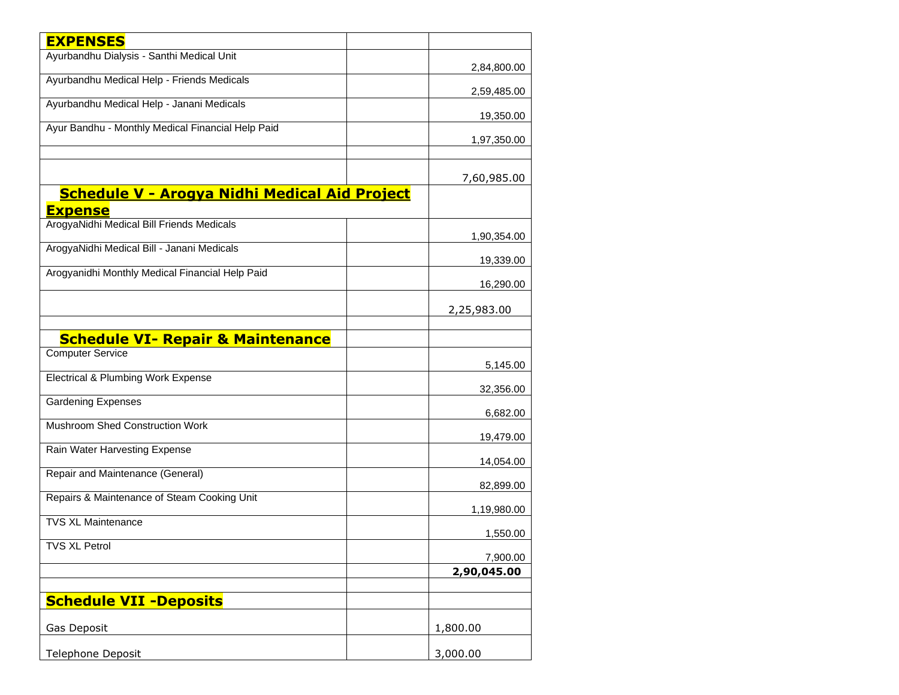| **EXPENSES** | | |
|---|---|---|
| Ayurbandhu Dialysis - Santhi Medical Unit | | 2,84,800.00 |
| Ayurbandhu Medical Help - Friends Medicals | | 2,59,485.00 |
| Ayurbandhu Medical Help - Janani Medicals | | 19,350.00 |
| Ayur Bandhu - Monthly Medical Financial Help Paid | | 1,97,350.00 |
| | | |
| | | 7,60,985.00 |
| **Schedule V - Arogya Nidhi Medical Aid Project Expense** | | |
| ArogyaNidhi Medical Bill Friends Medicals | | 1,90,354.00 |
| ArogyaNidhi Medical Bill - Janani Medicals | | 19,339.00 |
| Arogyanidhi Monthly Medical Financial Help Paid | | 16,290.00 |
| | | 2,25,983.00 |
| | | |
| **Schedule VI- Repair & Maintenance** | | |
| Computer Service | | 5,145.00 |
| Electrical & Plumbing Work Expense | | 32,356.00 |
| Gardening Expenses | | 6,682.00 |
| Mushroom Shed Construction Work | | 19,479.00 |
| Rain Water Harvesting Expense | | 14,054.00 |
| Repair and Maintenance (General) | | 82,899.00 |
| Repairs & Maintenance of Steam Cooking Unit | | 1,19,980.00 |
| TVS XL Maintenance | | 1,550.00 |
| TVS XL Petrol | | 7,900.00 |
| | | **2,90,045.00** |
| | | |
| **Schedule VII -Deposits** | | |
| Gas Deposit | | 1,800.00 |
| Telephone Deposit | | 3,000.00 |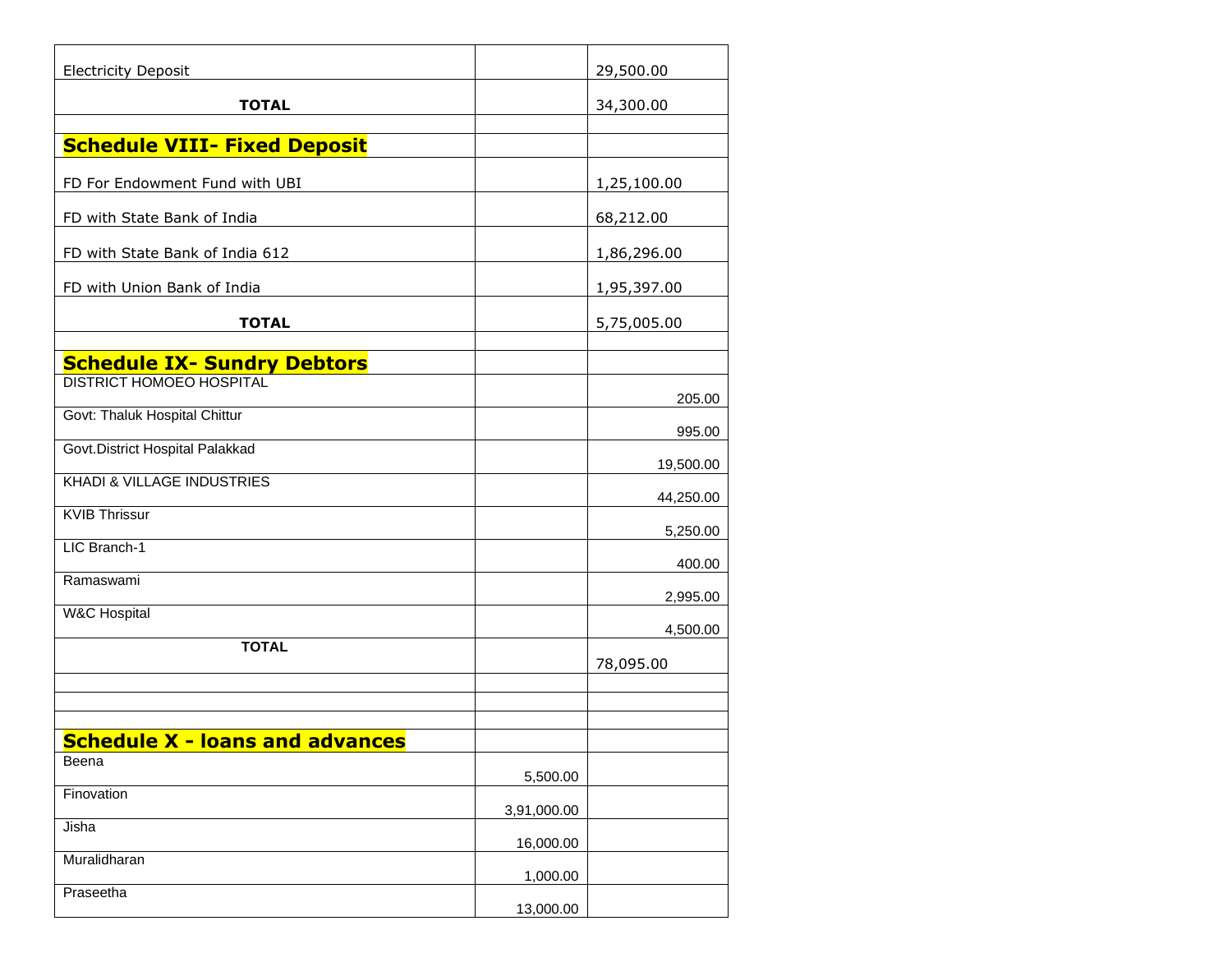| | | |
|---|---|---|
| Electricity Deposit | | 29,500.00 |
| **TOTAL** | | 34,300.00 |
| | | |
| **Schedule VIII- Fixed Deposit** | | |
| FD For Endowment Fund with UBI | | 1,25,100.00 |
| FD with State Bank of India | | 68,212.00 |
| FD with State Bank of India 612 | | 1,86,296.00 |
| FD with Union Bank of India | | 1,95,397.00 |
| **TOTAL** | | 5,75,005.00 |
| | | |
| **Schedule IX- Sundry Debtors** | | |
| DISTRICT HOMOEO HOSPITAL | | 205.00 |
| Govt: Thaluk Hospital Chittur | | 995.00 |
| Govt.District Hospital Palakkad | | 19,500.00 |
| KHADI & VILLAGE INDUSTRIES | | 44,250.00 |
| KVIB Thrissur | | 5,250.00 |
| LIC Branch-1 | | 400.00 |
| Ramaswami | | 2,995.00 |
| W&C Hospital | | 4,500.00 |
| **TOTAL** | | 78,095.00 |
| | | |
| | | |
| | | |
| **Schedule X - loans and advances** | | |
| Beena | 5,500.00 | |
| Finovation | 3,91,000.00 | |
| Jisha | 16,000.00 | |
| Muralidharan | 1,000.00 | |
| Praseetha | 13,000.00 | |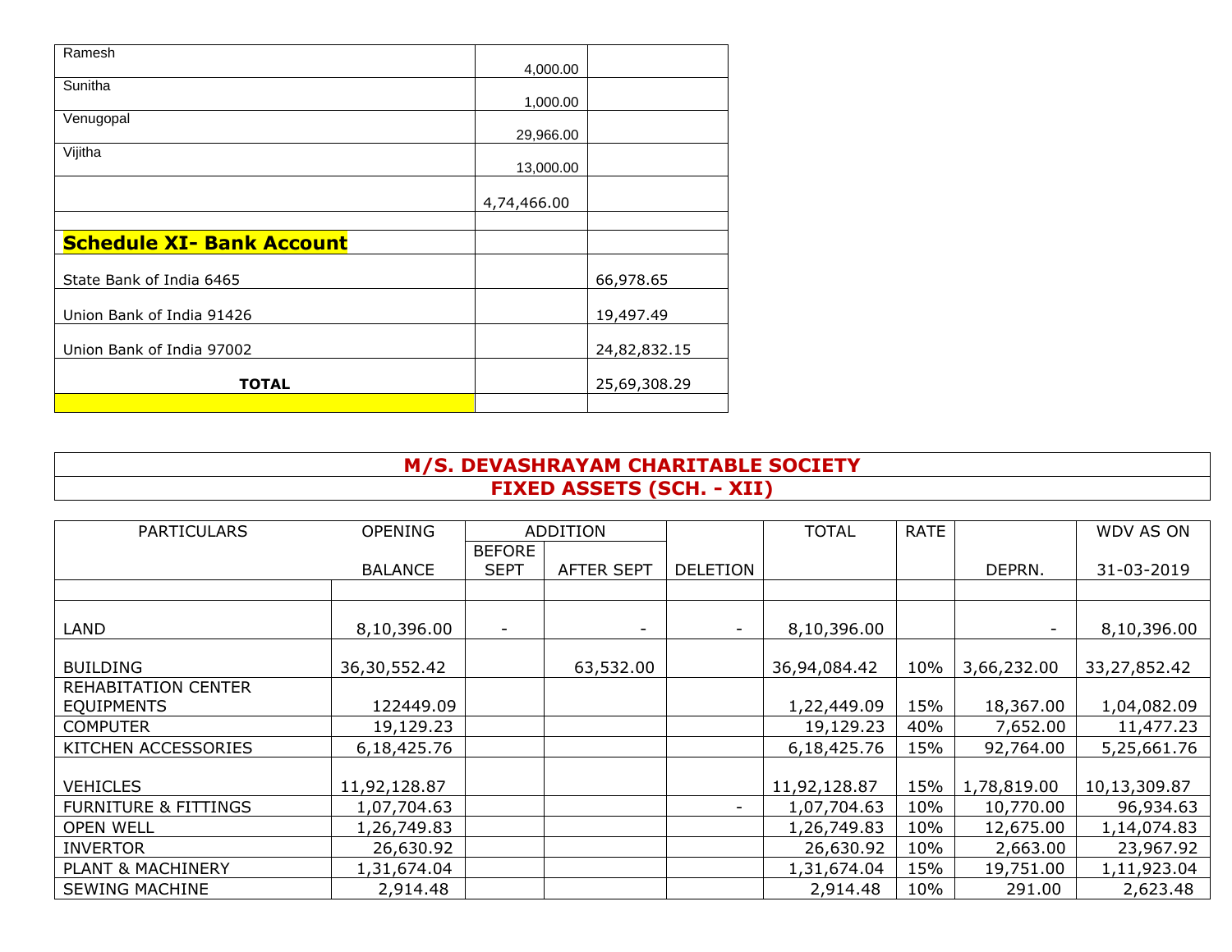| | | |
|---|---|---|
| Ramesh | 4,000.00 | |
| Sunitha | 1,000.00 | |
| Venugopal | 29,966.00 | |
| Vijitha | 13,000.00 | |
| | 4,74,466.00 | |
| | | |
| **Schedule XI- Bank Account** | | |
| State Bank of India 6465 | | 66,978.65 |
| Union Bank of India 91426 | | 19,497.49 |
| Union Bank of India 97002 | | 24,82,832.15 |
| **TOTAL** | | 25,69,308.29 |
| | | |

## M/S. DEVASHRAYAM CHARITABLE SOCIETY

## FIXED ASSETS (SCH. - XII)

| PARTICULARS | OPENING BALANCE | ADDITION BEFORE SEPT | ADDITION AFTER SEPT | DELETION | TOTAL | RATE | DEPRN. | WDV AS ON 31-03-2019 |
|---|---|---|---|---|---|---|---|---|
| | | | | | | | | |
| LAND | 8,10,396.00 | - | - | - | 8,10,396.00 | | - | 8,10,396.00 |
| BUILDING | 36,30,552.42 | | 63,532.00 | | 36,94,084.42 | 10% | 3,66,232.00 | 33,27,852.42 |
| REHABITATION CENTER EQUIPMENTS | 122449.09 | | | | 1,22,449.09 | 15% | 18,367.00 | 1,04,082.09 |
| COMPUTER | 19,129.23 | | | | 19,129.23 | 40% | 7,652.00 | 11,477.23 |
| KITCHEN ACCESSORIES | 6,18,425.76 | | | | 6,18,425.76 | 15% | 92,764.00 | 5,25,661.76 |
| VEHICLES | 11,92,128.87 | | | | 11,92,128.87 | 15% | 1,78,819.00 | 10,13,309.87 |
| FURNITURE & FITTINGS | 1,07,704.63 | | | - | 1,07,704.63 | 10% | 10,770.00 | 96,934.63 |
| OPEN WELL | 1,26,749.83 | | | | 1,26,749.83 | 10% | 12,675.00 | 1,14,074.83 |
| INVERTOR | 26,630.92 | | | | 26,630.92 | 10% | 2,663.00 | 23,967.92 |
| PLANT & MACHINERY | 1,31,674.04 | | | | 1,31,674.04 | 15% | 19,751.00 | 1,11,923.04 |
| SEWING MACHINE | 2,914.48 | | | | 2,914.48 | 10% | 291.00 | 2,623.48 |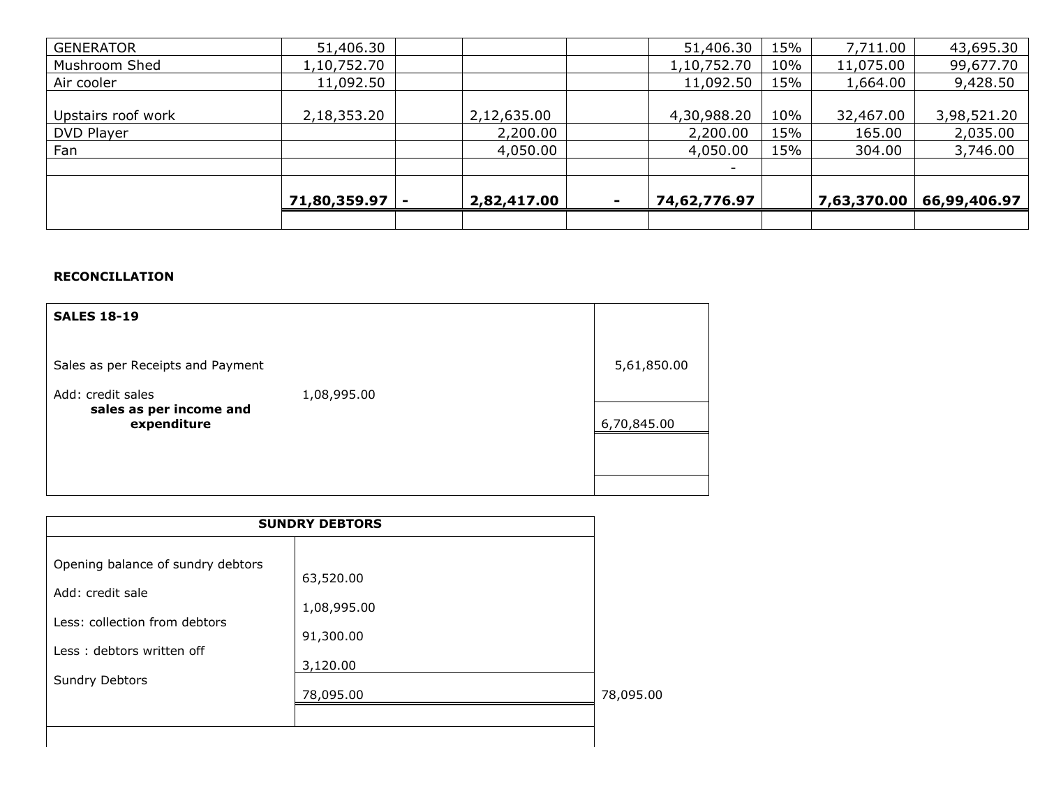| | | | | | | | | |
|---|---|---|---|---|---|---|---|---|
| GENERATOR | 51,406.30 | | | | 51,406.30 | 15% | 7,711.00 | 43,695.30 |
| Mushroom Shed | 1,10,752.70 | | | | 1,10,752.70 | 10% | 11,075.00 | 99,677.70 |
| Air cooler | 11,092.50 | | | | 11,092.50 | 15% | 1,664.00 | 9,428.50 |
| Upstairs roof work | 2,18,353.20 | | 2,12,635.00 | | 4,30,988.20 | 10% | 32,467.00 | 3,98,521.20 |
| DVD Player | | | 2,200.00 | | 2,200.00 | 15% | 165.00 | 2,035.00 |
| Fan | | | 4,050.00 | | 4,050.00 | 15% | 304.00 | 3,746.00 |
| | | | | | - | | | |
| | **71,80,359.97** | **-** | **2,82,417.00** | **-** | **74,62,776.97** | | **7,63,370.00** | **66,99,406.97** |

**RECONCILLATION**

| **SALES 18-19** | | |
|---|---|---|
| Sales as per Receipts and Payment | | 5,61,850.00 |
| Add: credit sales | 1,08,995.00 | |
| **sales as per income and expenditure** | | 6,70,845.00 |

| **SUNDRY DEBTORS** | | |
|---|---|---|
| Opening balance of sundry debtors | 63,520.00 | |
| Add: credit sale | 1,08,995.00 | |
| Less: collection from debtors | 91,300.00 | |
| Less : debtors written off | 3,120.00 | |
| Sundry Debtors | 78,095.00 | 78,095.00 |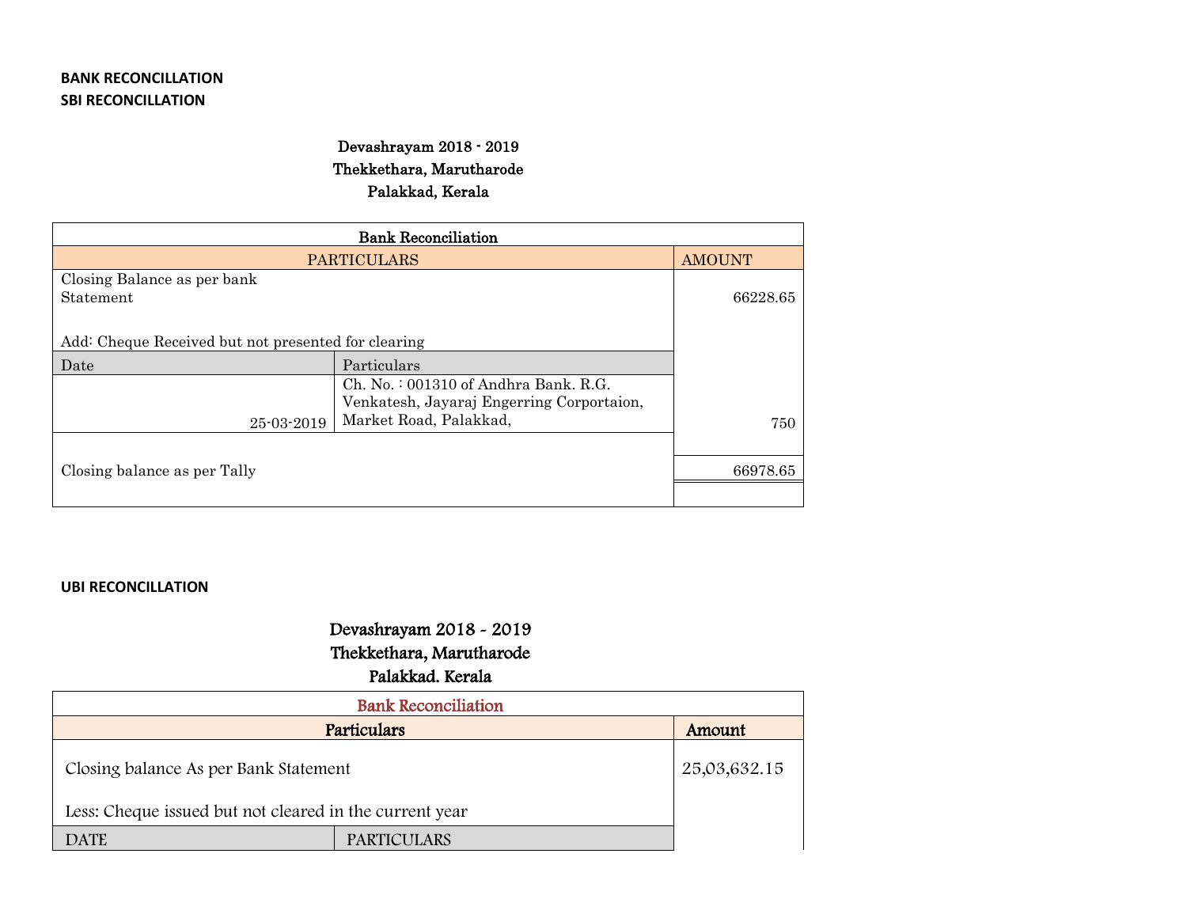**BANK RECONCILLATION**

**SBI RECONCILLATION**

**Devashrayam 2018 - 2019**
**Thekkethara, Marutharode**
**Palakkad, Kerala**

| Bank Reconciliation | | |
|---|---|---|
| PARTICULARS | | AMOUNT |
| Closing Balance as per bank Statement | | 66228.65 |
| Add: Cheque Received but not presented for clearing | | |
| Date | Particulars | |
| 25-03-2019 | Ch. No. : 001310 of Andhra Bank. R.G. Venkatesh, Jayaraj Engerring Corportaion, Market Road, Palakkad, | 750 |
| Closing balance as per Tally | | 66978.65 |

**UBI RECONCILLATION**

**Devashrayam 2018 - 2019**
**Thekkethara, Marutharode**
**Palakkad. Kerala**

| Bank Reconciliation | | |
|---|---|---|
| Particulars | | Amount |
| Closing balance As per Bank Statement | | 25,03,632.15 |
| Less: Cheque issued but not cleared in the current year | | |
| DATE | PARTICULARS | |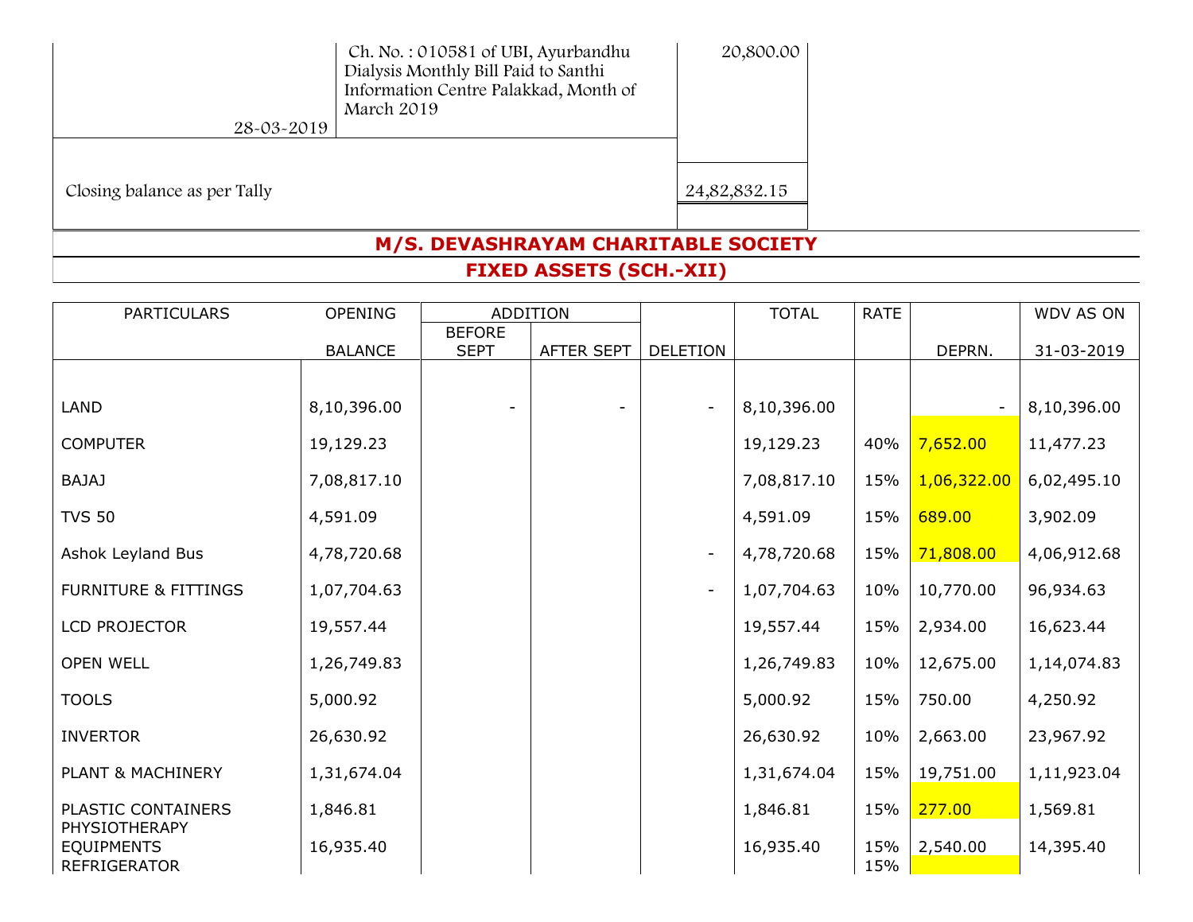| | | |
|---|---|---|
| 28-03-2019 | Ch. No. : 010581 of UBI, Ayurbandhu Dialysis Monthly Bill Paid to Santhi Information Centre Palakkad, Month of March 2019 | 20,800.00 |
| Closing balance as per Tally | | 24,82,832.15 |

## M/S. DEVASHRAYAM CHARITABLE SOCIETY

## FIXED ASSETS (SCH.-XII)

| PARTICULARS | OPENING BALANCE | ADDITION BEFORE SEPT | ADDITION AFTER SEPT | DELETION | TOTAL | RATE | DEPRN. | WDV AS ON 31-03-2019 |
|---|---|---|---|---|---|---|---|---|
| LAND | 8,10,396.00 | - | - | - | 8,10,396.00 | | - | 8,10,396.00 |
| COMPUTER | 19,129.23 | | | | 19,129.23 | 40% | 7,652.00 | 11,477.23 |
| BAJAJ | 7,08,817.10 | | | | 7,08,817.10 | 15% | 1,06,322.00 | 6,02,495.10 |
| TVS 50 | 4,591.09 | | | | 4,591.09 | 15% | 689.00 | 3,902.09 |
| Ashok Leyland Bus | 4,78,720.68 | | | - | 4,78,720.68 | 15% | 71,808.00 | 4,06,912.68 |
| FURNITURE & FITTINGS | 1,07,704.63 | | | - | 1,07,704.63 | 10% | 10,770.00 | 96,934.63 |
| LCD PROJECTOR | 19,557.44 | | | | 19,557.44 | 15% | 2,934.00 | 16,623.44 |
| OPEN WELL | 1,26,749.83 | | | | 1,26,749.83 | 10% | 12,675.00 | 1,14,074.83 |
| TOOLS | 5,000.92 | | | | 5,000.92 | 15% | 750.00 | 4,250.92 |
| INVERTOR | 26,630.92 | | | | 26,630.92 | 10% | 2,663.00 | 23,967.92 |
| PLANT & MACHINERY | 1,31,674.04 | | | | 1,31,674.04 | 15% | 19,751.00 | 1,11,923.04 |
| PLASTIC CONTAINERS | 1,846.81 | | | | 1,846.81 | 15% | 277.00 | 1,569.81 |
| PHYSIOTHERAPY EQUIPMENTS | 16,935.40 | | | | 16,935.40 | 15% | 2,540.00 | 14,395.40 |
| REFRIGERATOR | | | | | | 15% | | |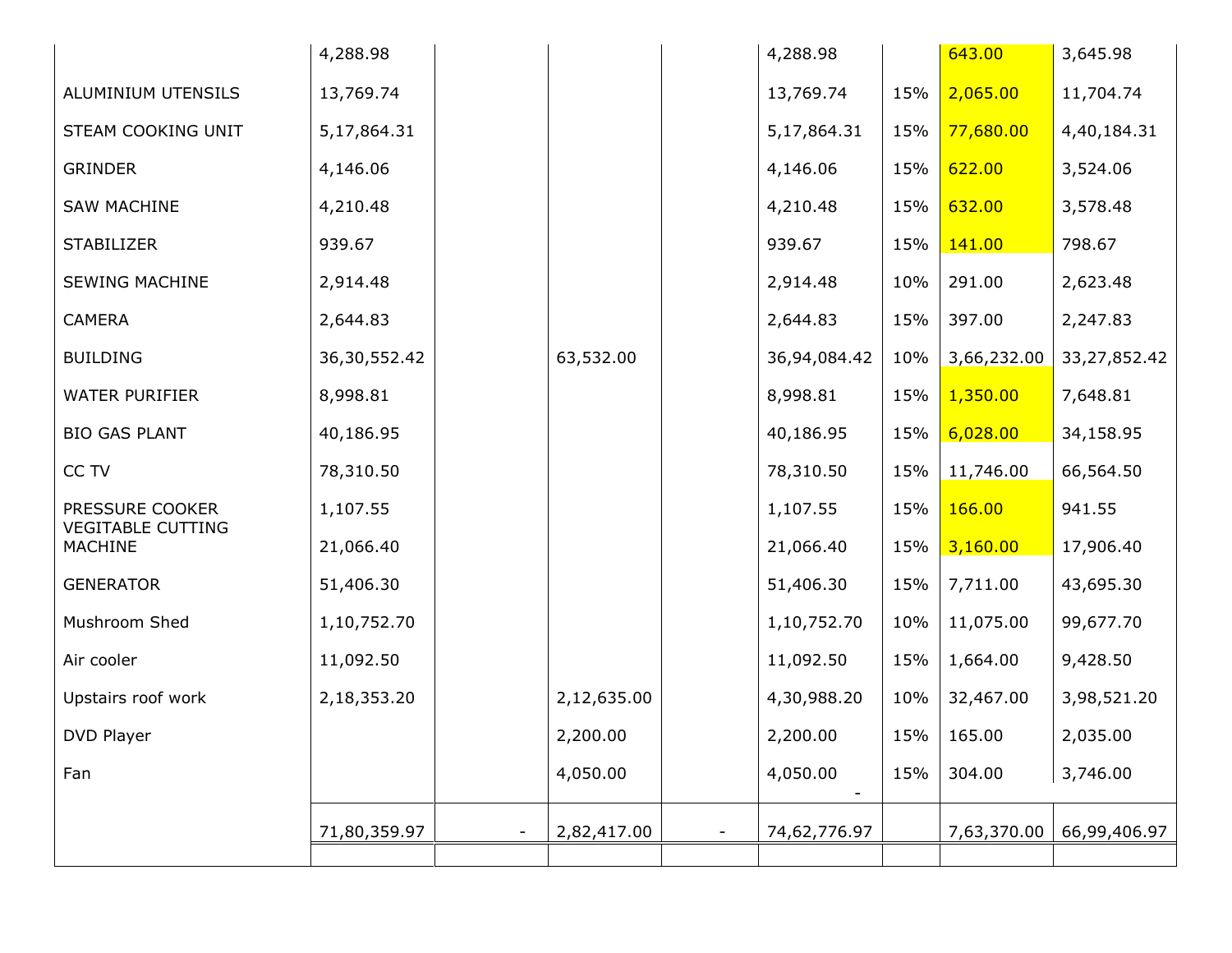| | | | | | | | | |
|---|---|---|---|---|---|---|---|---|
| | 4,288.98 | | | | 4,288.98 | | 643.00 | 3,645.98 |
| ALUMINIUM UTENSILS | 13,769.74 | | | | 13,769.74 | 15% | 2,065.00 | 11,704.74 |
| STEAM COOKING UNIT | 5,17,864.31 | | | | 5,17,864.31 | 15% | 77,680.00 | 4,40,184.31 |
| GRINDER | 4,146.06 | | | | 4,146.06 | 15% | 622.00 | 3,524.06 |
| SAW MACHINE | 4,210.48 | | | | 4,210.48 | 15% | 632.00 | 3,578.48 |
| STABILIZER | 939.67 | | | | 939.67 | 15% | 141.00 | 798.67 |
| SEWING MACHINE | 2,914.48 | | | | 2,914.48 | 10% | 291.00 | 2,623.48 |
| CAMERA | 2,644.83 | | | | 2,644.83 | 15% | 397.00 | 2,247.83 |
| BUILDING | 36,30,552.42 | | 63,532.00 | | 36,94,084.42 | 10% | 3,66,232.00 | 33,27,852.42 |
| WATER PURIFIER | 8,998.81 | | | | 8,998.81 | 15% | 1,350.00 | 7,648.81 |
| BIO GAS PLANT | 40,186.95 | | | | 40,186.95 | 15% | 6,028.00 | 34,158.95 |
| CC TV | 78,310.50 | | | | 78,310.50 | 15% | 11,746.00 | 66,564.50 |
| PRESSURE COOKER | 1,107.55 | | | | 1,107.55 | 15% | 166.00 | 941.55 |
| VEGITABLE CUTTING MACHINE | 21,066.40 | | | | 21,066.40 | 15% | 3,160.00 | 17,906.40 |
| GENERATOR | 51,406.30 | | | | 51,406.30 | 15% | 7,711.00 | 43,695.30 |
| Mushroom Shed | 1,10,752.70 | | | | 1,10,752.70 | 10% | 11,075.00 | 99,677.70 |
| Air cooler | 11,092.50 | | | | 11,092.50 | 15% | 1,664.00 | 9,428.50 |
| Upstairs roof work | 2,18,353.20 | | 2,12,635.00 | | 4,30,988.20 | 10% | 32,467.00 | 3,98,521.20 |
| DVD Player | | | 2,200.00 | | 2,200.00 | 15% | 165.00 | 2,035.00 |
| Fan | | | 4,050.00 | | 4,050.00 - | 15% | 304.00 | 3,746.00 |
| | 71,80,359.97 | - | 2,82,417.00 | - | 74,62,776.97 | | 7,63,370.00 | 66,99,406.97 |